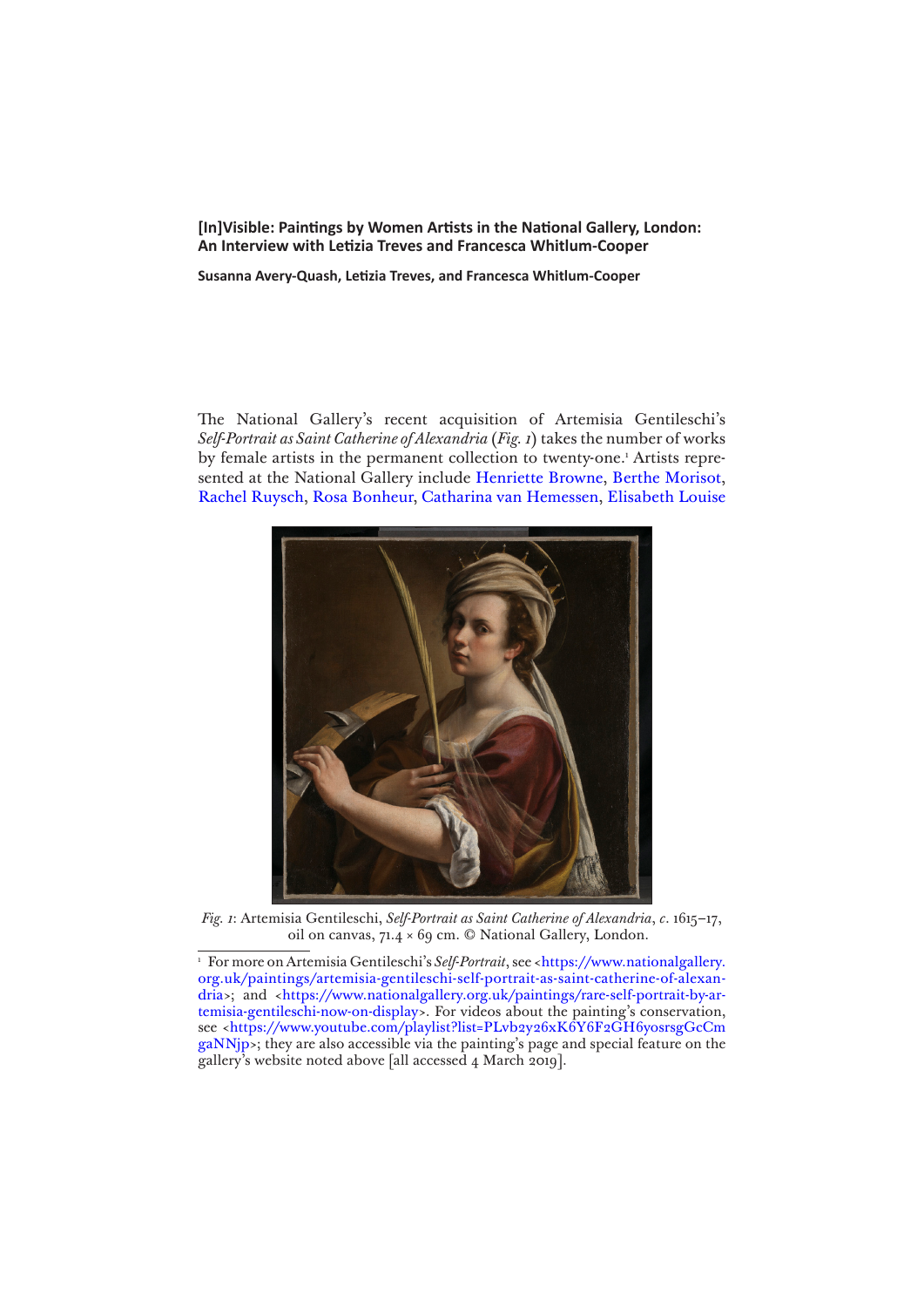# [In]Visible: Paintings by Women Artists in the National Gallery, London: An Interview with Letizia Treves and Francesca Whitlum-Cooper

**Susanna Avery-Quash, Letizia Treves, and Francesca Whitlum-Cooper**

The National Gallery's recent acquisition of Artemisia Gentileschi's *Self-Portrait as Saint Catherine of Alexandria* (*Fig. 1*) takes the number of works by female artists in the permanent collection to twenty-one.[1] Artists represented at the National Gallery include Henriette Browne, Berthe Morisot, Rachel Ruysch, Rosa Bonheur, Catharina van Hemessen, Elisabeth Louise

*Fig. 1*: Artemisia Gentileschi, *Self-Portrait as Saint Catherine of Alexandria*, *c.* 1615–17, oil on canvas, 71.4 × 69 cm. © National Gallery, London.

[1] For more on Artemisia Gentileschi's *Self-Portrait*, see <https://www.nationalgallery.org.uk/paintings/artemisia-gentileschi-self-portrait-as-saint-catherine-of-alexandria>; and <https://www.nationalgallery.org.uk/paintings/rare-self-portrait-by-artemisia-gentileschi-now-on-display>. For videos about the painting's conservation, see <https://www.youtube.com/playlist?list=PLvb2y26xK6Y6F2GH6yosrsgGcCmgaNNjp>; they are also accessible via the painting's page and special feature on the gallery's website noted above [all accessed 4 March 2019].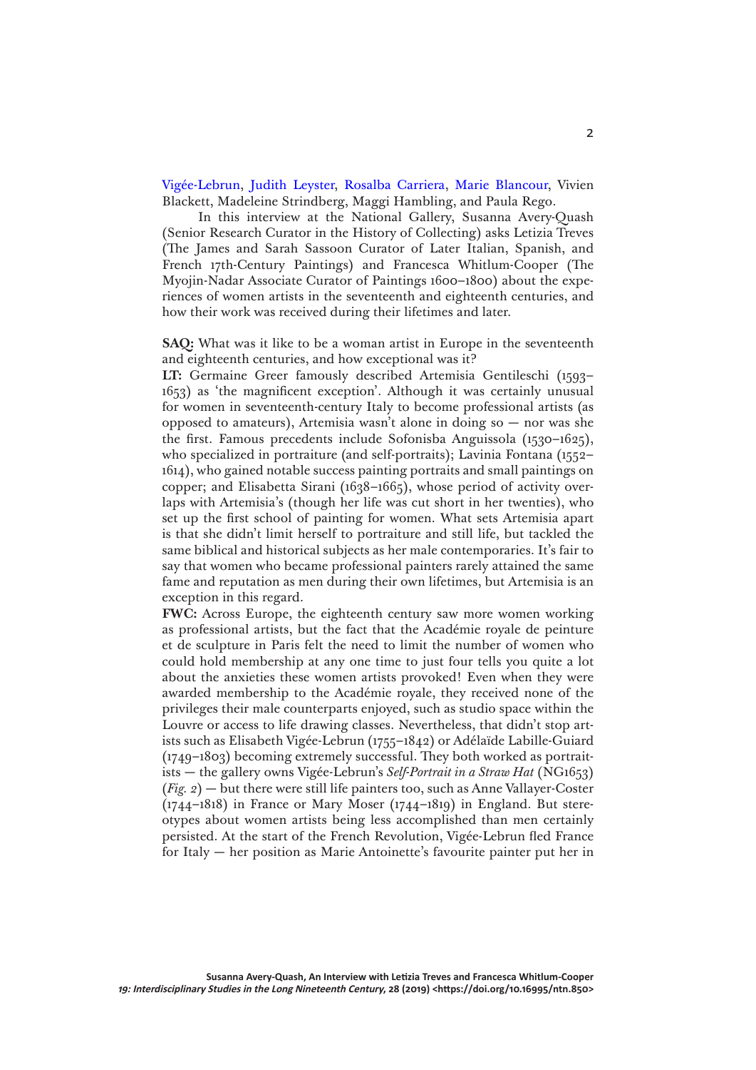Vigée-Lebrun, Judith Leyster, Rosalba Carriera, Marie Blancour, Vivien Blackett, Madeleine Strindberg, Maggi Hambling, and Paula Rego.

In this interview at the National Gallery, Susanna Avery-Quash (Senior Research Curator in the History of Collecting) asks Letizia Treves (The James and Sarah Sassoon Curator of Later Italian, Spanish, and French 17th-Century Paintings) and Francesca Whitlum-Cooper (The Myojin-Nadar Associate Curator of Paintings 1600–1800) about the experiences of women artists in the seventeenth and eighteenth centuries, and how their work was received during their lifetimes and later.

**SAQ:** What was it like to be a woman artist in Europe in the seventeenth and eighteenth centuries, and how exceptional was it?

**LT:** Germaine Greer famously described Artemisia Gentileschi (1593–1653) as 'the magnificent exception'. Although it was certainly unusual for women in seventeenth-century Italy to become professional artists (as opposed to amateurs), Artemisia wasn't alone in doing so — nor was she the first. Famous precedents include Sofonisba Anguissola (1530–1625), who specialized in portraiture (and self-portraits); Lavinia Fontana (1552–1614), who gained notable success painting portraits and small paintings on copper; and Elisabetta Sirani (1638–1665), whose period of activity overlaps with Artemisia's (though her life was cut short in her twenties), who set up the first school of painting for women. What sets Artemisia apart is that she didn't limit herself to portraiture and still life, but tackled the same biblical and historical subjects as her male contemporaries. It's fair to say that women who became professional painters rarely attained the same fame and reputation as men during their own lifetimes, but Artemisia is an exception in this regard.

**FWC:** Across Europe, the eighteenth century saw more women working as professional artists, but the fact that the Académie royale de peinture et de sculpture in Paris felt the need to limit the number of women who could hold membership at any one time to just four tells you quite a lot about the anxieties these women artists provoked! Even when they were awarded membership to the Académie royale, they received none of the privileges their male counterparts enjoyed, such as studio space within the Louvre or access to life drawing classes. Nevertheless, that didn't stop artists such as Elisabeth Vigée-Lebrun (1755–1842) or Adélaïde Labille-Guiard (1749–1803) becoming extremely successful. They both worked as portraitists — the gallery owns Vigée-Lebrun's *Self-Portrait in a Straw Hat* (NG1653) (*Fig. 2*) — but there were still life painters too, such as Anne Vallayer-Coster (1744–1818) in France or Mary Moser (1744–1819) in England. But stereotypes about women artists being less accomplished than men certainly persisted. At the start of the French Revolution, Vigée-Lebrun fled France for Italy — her position as Marie Antoinette's favourite painter put her in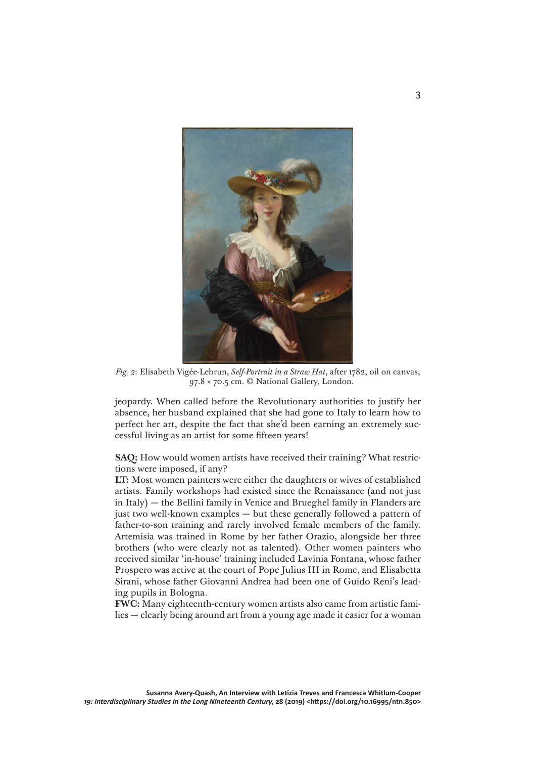*Fig. 2*: Elisabeth Vigée-Lebrun, *Self-Portrait in a Straw Hat*, after 1782, oil on canvas, 97.8 × 70.5 cm. © National Gallery, London.

jeopardy. When called before the Revolutionary authorities to justify her absence, her husband explained that she had gone to Italy to learn how to perfect her art, despite the fact that she'd been earning an extremely successful living as an artist for some fifteen years!

**SAQ:** How would women artists have received their training? What restrictions were imposed, if any?

**LT:** Most women painters were either the daughters or wives of established artists. Family workshops had existed since the Renaissance (and not just in Italy) — the Bellini family in Venice and Brueghel family in Flanders are just two well-known examples — but these generally followed a pattern of father-to-son training and rarely involved female members of the family. Artemisia was trained in Rome by her father Orazio, alongside her three brothers (who were clearly not as talented). Other women painters who received similar 'in-house' training included Lavinia Fontana, whose father Prospero was active at the court of Pope Julius III in Rome, and Elisabetta Sirani, whose father Giovanni Andrea had been one of Guido Reni's leading pupils in Bologna.

**FWC:** Many eighteenth-century women artists also came from artistic families — clearly being around art from a young age made it easier for a woman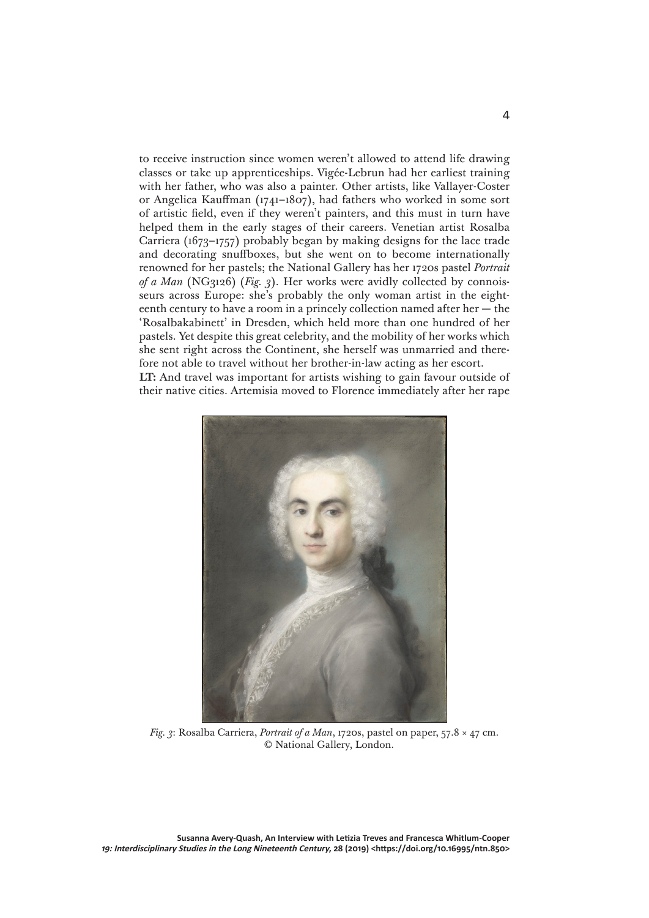to receive instruction since women weren't allowed to attend life drawing classes or take up apprenticeships. Vigée-Lebrun had her earliest training with her father, who was also a painter. Other artists, like Vallayer-Coster or Angelica Kauffman (1741–1807), had fathers who worked in some sort of artistic field, even if they weren't painters, and this must in turn have helped them in the early stages of their careers. Venetian artist Rosalba Carriera (1673–1757) probably began by making designs for the lace trade and decorating snuffboxes, but she went on to become internationally renowned for her pastels; the National Gallery has her 1720s pastel *Portrait of a Man* (NG3126) (*Fig. 3*). Her works were avidly collected by connoisseurs across Europe: she's probably the only woman artist in the eighteenth century to have a room in a princely collection named after her — the 'Rosalbakabinett' in Dresden, which held more than one hundred of her pastels. Yet despite this great celebrity, and the mobility of her works which she sent right across the Continent, she herself was unmarried and therefore not able to travel without her brother-in-law acting as her escort.

**LT:** And travel was important for artists wishing to gain favour outside of their native cities. Artemisia moved to Florence immediately after her rape

*Fig. 3*: Rosalba Carriera, *Portrait of a Man*, 1720s, pastel on paper, 57.8 × 47 cm. © National Gallery, London.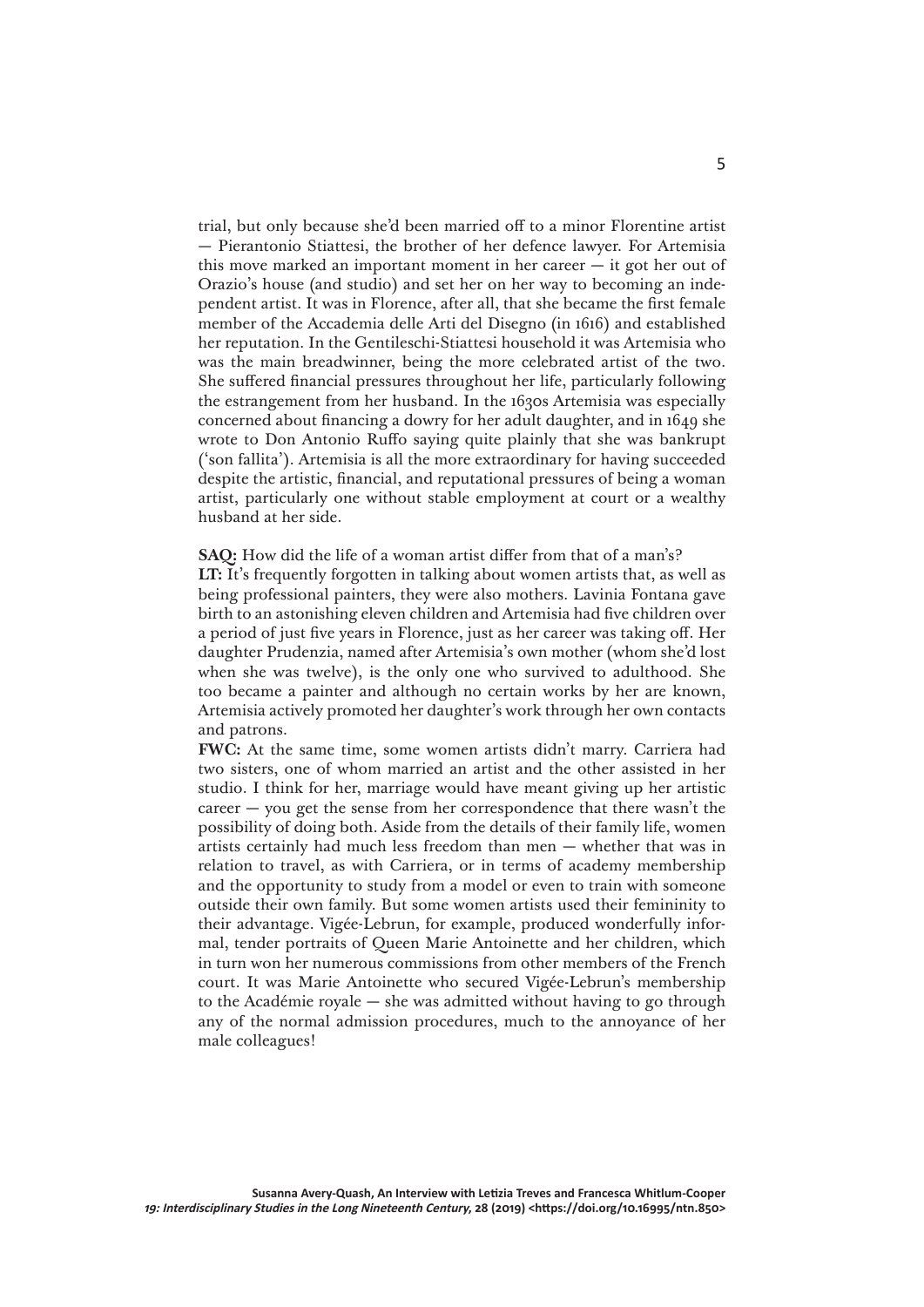trial, but only because she'd been married off to a minor Florentine artist — Pierantonio Stiattesi, the brother of her defence lawyer. For Artemisia this move marked an important moment in her career — it got her out of Orazio's house (and studio) and set her on her way to becoming an independent artist. It was in Florence, after all, that she became the first female member of the Accademia delle Arti del Disegno (in 1616) and established her reputation. In the Gentileschi-Stiattesi household it was Artemisia who was the main breadwinner, being the more celebrated artist of the two. She suffered financial pressures throughout her life, particularly following the estrangement from her husband. In the 1630s Artemisia was especially concerned about financing a dowry for her adult daughter, and in 1649 she wrote to Don Antonio Ruffo saying quite plainly that she was bankrupt ('son fallita'). Artemisia is all the more extraordinary for having succeeded despite the artistic, financial, and reputational pressures of being a woman artist, particularly one without stable employment at court or a wealthy husband at her side.

**SAQ:** How did the life of a woman artist differ from that of a man's?

**LT:** It's frequently forgotten in talking about women artists that, as well as being professional painters, they were also mothers. Lavinia Fontana gave birth to an astonishing eleven children and Artemisia had five children over a period of just five years in Florence, just as her career was taking off. Her daughter Prudenzia, named after Artemisia's own mother (whom she'd lost when she was twelve), is the only one who survived to adulthood. She too became a painter and although no certain works by her are known, Artemisia actively promoted her daughter's work through her own contacts and patrons.

**FWC:** At the same time, some women artists didn't marry. Carriera had two sisters, one of whom married an artist and the other assisted in her studio. I think for her, marriage would have meant giving up her artistic career — you get the sense from her correspondence that there wasn't the possibility of doing both. Aside from the details of their family life, women artists certainly had much less freedom than men — whether that was in relation to travel, as with Carriera, or in terms of academy membership and the opportunity to study from a model or even to train with someone outside their own family. But some women artists used their femininity to their advantage. Vigée-Lebrun, for example, produced wonderfully informal, tender portraits of Queen Marie Antoinette and her children, which in turn won her numerous commissions from other members of the French court. It was Marie Antoinette who secured Vigée-Lebrun's membership to the Académie royale — she was admitted without having to go through any of the normal admission procedures, much to the annoyance of her male colleagues!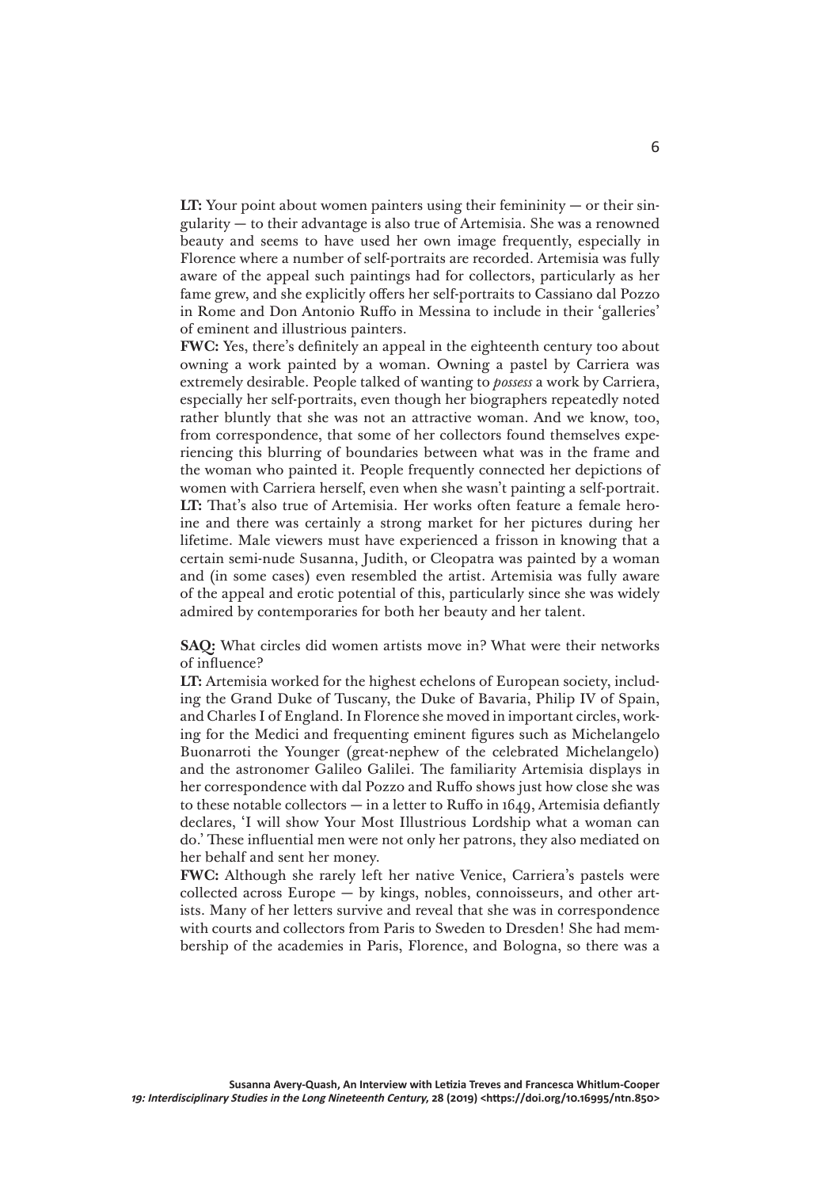**LT:** Your point about women painters using their femininity — or their singularity — to their advantage is also true of Artemisia. She was a renowned beauty and seems to have used her own image frequently, especially in Florence where a number of self-portraits are recorded. Artemisia was fully aware of the appeal such paintings had for collectors, particularly as her fame grew, and she explicitly offers her self-portraits to Cassiano dal Pozzo in Rome and Don Antonio Ruffo in Messina to include in their 'galleries' of eminent and illustrious painters.

**FWC:** Yes, there's definitely an appeal in the eighteenth century too about owning a work painted by a woman. Owning a pastel by Carriera was extremely desirable. People talked of wanting to *possess* a work by Carriera, especially her self-portraits, even though her biographers repeatedly noted rather bluntly that she was not an attractive woman. And we know, too, from correspondence, that some of her collectors found themselves experiencing this blurring of boundaries between what was in the frame and the woman who painted it. People frequently connected her depictions of women with Carriera herself, even when she wasn't painting a self-portrait.

**LT:** That's also true of Artemisia. Her works often feature a female heroine and there was certainly a strong market for her pictures during her lifetime. Male viewers must have experienced a frisson in knowing that a certain semi-nude Susanna, Judith, or Cleopatra was painted by a woman and (in some cases) even resembled the artist. Artemisia was fully aware of the appeal and erotic potential of this, particularly since she was widely admired by contemporaries for both her beauty and her talent.

**SAQ:** What circles did women artists move in? What were their networks of influence?

**LT:** Artemisia worked for the highest echelons of European society, including the Grand Duke of Tuscany, the Duke of Bavaria, Philip IV of Spain, and Charles I of England. In Florence she moved in important circles, working for the Medici and frequenting eminent figures such as Michelangelo Buonarroti the Younger (great-nephew of the celebrated Michelangelo) and the astronomer Galileo Galilei. The familiarity Artemisia displays in her correspondence with dal Pozzo and Ruffo shows just how close she was to these notable collectors — in a letter to Ruffo in 1649, Artemisia defiantly declares, 'I will show Your Most Illustrious Lordship what a woman can do.' These influential men were not only her patrons, they also mediated on her behalf and sent her money.

**FWC:** Although she rarely left her native Venice, Carriera's pastels were collected across Europe — by kings, nobles, connoisseurs, and other artists. Many of her letters survive and reveal that she was in correspondence with courts and collectors from Paris to Sweden to Dresden! She had membership of the academies in Paris, Florence, and Bologna, so there was a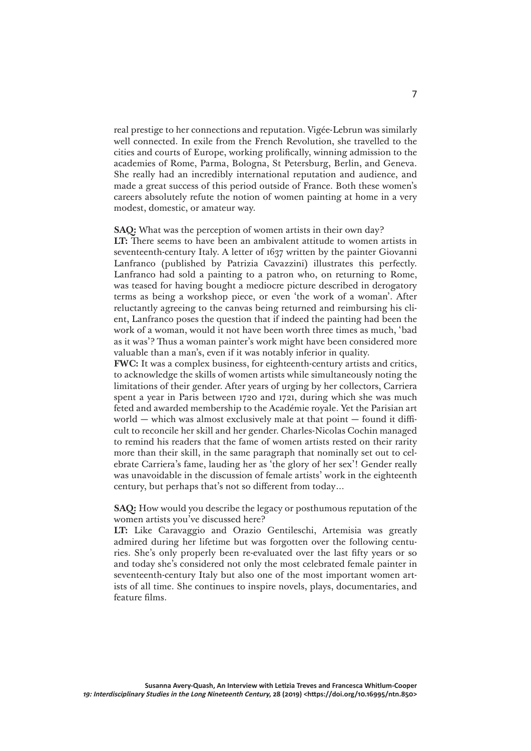real prestige to her connections and reputation. Vigée-Lebrun was similarly well connected. In exile from the French Revolution, she travelled to the cities and courts of Europe, working prolifically, winning admission to the academies of Rome, Parma, Bologna, St Petersburg, Berlin, and Geneva. She really had an incredibly international reputation and audience, and made a great success of this period outside of France. Both these women's careers absolutely refute the notion of women painting at home in a very modest, domestic, or amateur way.

**SAQ:** What was the perception of women artists in their own day?

**LT:** There seems to have been an ambivalent attitude to women artists in seventeenth-century Italy. A letter of 1637 written by the painter Giovanni Lanfranco (published by Patrizia Cavazzini) illustrates this perfectly. Lanfranco had sold a painting to a patron who, on returning to Rome, was teased for having bought a mediocre picture described in derogatory terms as being a workshop piece, or even 'the work of a woman'. After reluctantly agreeing to the canvas being returned and reimbursing his client, Lanfranco poses the question that if indeed the painting had been the work of a woman, would it not have been worth three times as much, 'bad as it was'? Thus a woman painter's work might have been considered more valuable than a man's, even if it was notably inferior in quality.

**FWC:** It was a complex business, for eighteenth-century artists and critics, to acknowledge the skills of women artists while simultaneously noting the limitations of their gender. After years of urging by her collectors, Carriera spent a year in Paris between 1720 and 1721, during which she was much feted and awarded membership to the Académie royale. Yet the Parisian art world — which was almost exclusively male at that point — found it difficult to reconcile her skill and her gender. Charles-Nicolas Cochin managed to remind his readers that the fame of women artists rested on their rarity more than their skill, in the same paragraph that nominally set out to celebrate Carriera's fame, lauding her as 'the glory of her sex'! Gender really was unavoidable in the discussion of female artists' work in the eighteenth century, but perhaps that's not so different from today…

**SAQ:** How would you describe the legacy or posthumous reputation of the women artists you've discussed here?

**LT:** Like Caravaggio and Orazio Gentileschi, Artemisia was greatly admired during her lifetime but was forgotten over the following centuries. She's only properly been re-evaluated over the last fifty years or so and today she's considered not only the most celebrated female painter in seventeenth-century Italy but also one of the most important women artists of all time. She continues to inspire novels, plays, documentaries, and feature films.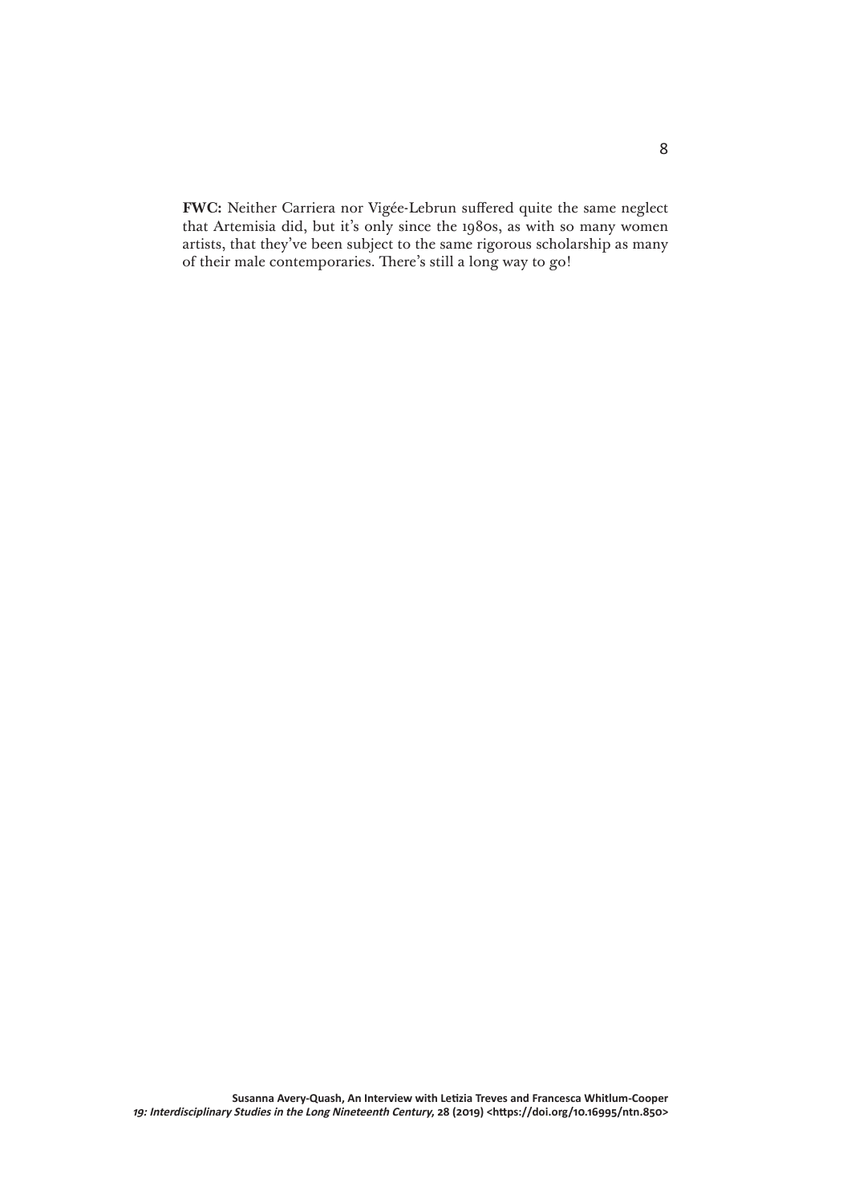**FWC:** Neither Carriera nor Vigée-Lebrun suffered quite the same neglect that Artemisia did, but it's only since the 1980s, as with so many women artists, that they've been subject to the same rigorous scholarship as many of their male contemporaries. There's still a long way to go!